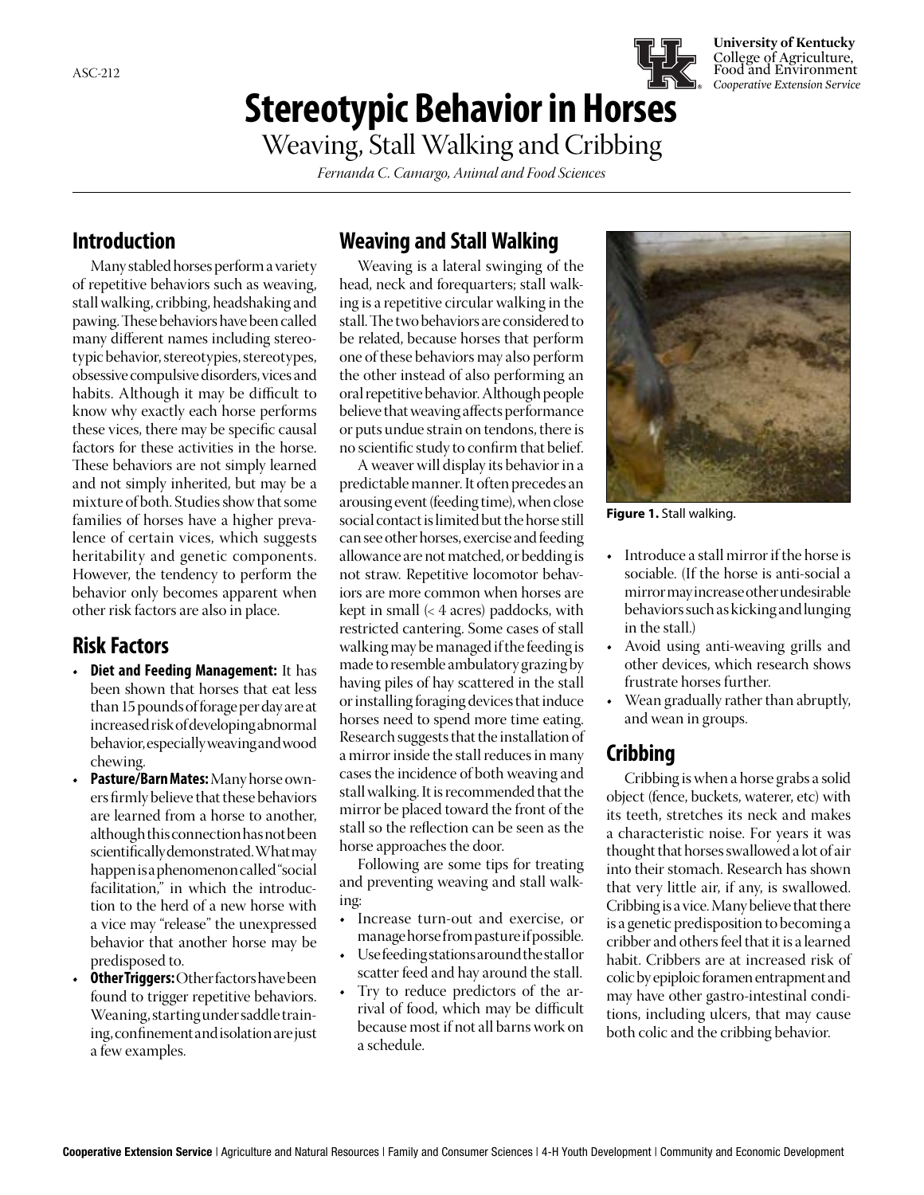ASC-212

# Stereotypic Behavior in Horses

## Weaving, Stall Walking and Cribbing

*Fernanda C. Camargo, Animal and Food Sciences*

## Introduction

Many stabled horses perform a variety of repetitive behaviors such as weaving, stall walking, cribbing, headshaking and pawing. These behaviors have been called many different names including stereotypic behavior, stereotypies, stereotypes, obsessive compulsive disorders, vices and habits. Although it may be difficult to know why exactly each horse performs these vices, there may be specific causal factors for these activities in the horse. These behaviors are not simply learned and not simply inherited, but may be a mixture of both. Studies show that some families of horses have a higher prevalence of certain vices, which suggests heritability and genetic components. However, the tendency to perform the behavior only becomes apparent when other risk factors are also in place.

## Risk Factors

- **Diet and Feeding Management:** It has been shown that horses that eat less than 15 pounds of forage per day are at increased risk of developing abnormal behavior, especially weaving and wood chewing.
- **Pasture/Barn Mates:** Many horse owners firmly believe that these behaviors are learned from a horse to another, although this connection has not been scientifically demonstrated. What may happen is a phenomenon called "social facilitation," in which the introduction to the herd of a new horse with a vice may "release" the unexpressed behavior that another horse may be predisposed to.
- **Other Triggers:** Other factors have been found to trigger repetitive behaviors. Weaning, starting under saddle training, confinement and isolation are just a few examples.

## Weaving and Stall Walking

Weaving is a lateral swinging of the head, neck and forequarters; stall walking is a repetitive circular walking in the stall. The two behaviors are considered to be related, because horses that perform one of these behaviors may also perform the other instead of also performing an oral repetitive behavior. Although people believe that weaving affects performance or puts undue strain on tendons, there is no scientific study to confirm that belief.

A weaver will display its behavior in a predictable manner. It often precedes an arousing event (feeding time), when close social contact is limited but the horse still can see other horses, exercise and feeding allowance are not matched, or bedding is not straw. Repetitive locomotor behaviors are more common when horses are kept in small (< 4 acres) paddocks, with restricted cantering. Some cases of stall walking may be managed if the feeding is made to resemble ambulatory grazing by having piles of hay scattered in the stall or installing foraging devices that induce horses need to spend more time eating. Research suggests that the installation of a mirror inside the stall reduces in many cases the incidence of both weaving and stall walking. It is recommended that the mirror be placed toward the front of the stall so the reflection can be seen as the horse approaches the door.

Following are some tips for treating and preventing weaving and stall walking:

- Increase turn-out and exercise, or manage horse from pasture if possible.
- Use feeding stations around the stall or scatter feed and hay around the stall.
- Try to reduce predictors of the arrival of food, which may be difficult because most if not all barns work on a schedule.

**Figure 1.** Stall walking.

- Introduce a stall mirror if the horse is sociable. (If the horse is anti-social a mirror may increase other undesirable behaviors such as kicking and lunging in the stall.)
- Avoid using anti-weaving grills and other devices, which research shows frustrate horses further.
- Wean gradually rather than abruptly, and wean in groups.

## Cribbing

Cribbing is when a horse grabs a solid object (fence, buckets, waterer, etc) with its teeth, stretches its neck and makes a characteristic noise. For years it was thought that horses swallowed a lot of air into their stomach. Research has shown that very little air, if any, is swallowed. Cribbing is a vice. Many believe that there is a genetic predisposition to becoming a cribber and others feel that it is a learned habit. Cribbers are at increased risk of colic by epiploic foramen entrapment and may have other gastro-intestinal conditions, including ulcers, that may cause both colic and the cribbing behavior.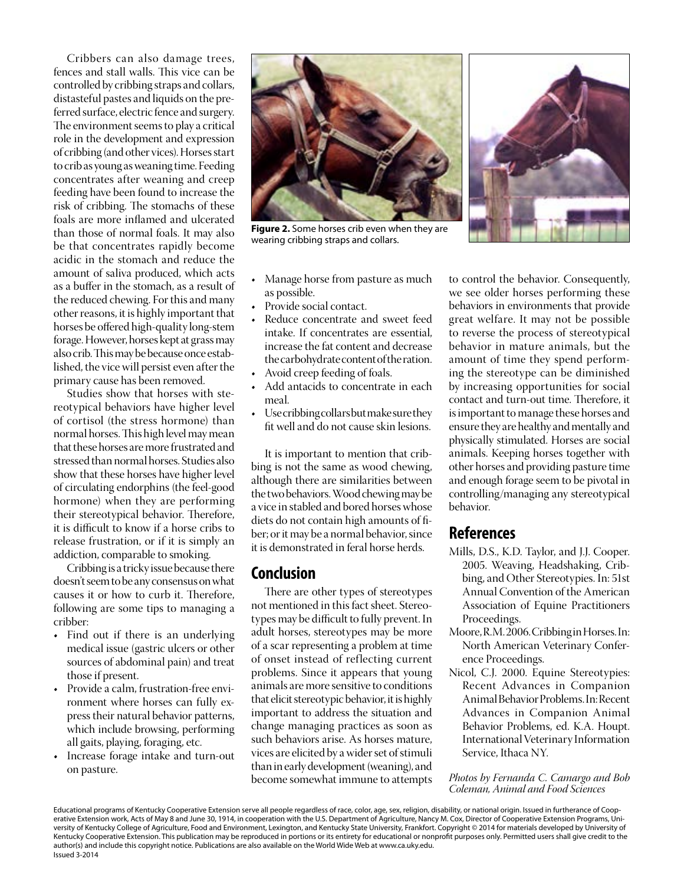Cribbers can also damage trees, fences and stall walls. This vice can be controlled by cribbing straps and collars, distasteful pastes and liquids on the preferred surface, electric fence and surgery. The environment seems to play a critical role in the development and expression of cribbing (and other vices). Horses start to crib as young as weaning time. Feeding concentrates after weaning and creep feeding have been found to increase the risk of cribbing. The stomachs of these foals are more inflamed and ulcerated than those of normal foals. It may also be that concentrates rapidly become acidic in the stomach and reduce the amount of saliva produced, which acts as a buffer in the stomach, as a result of the reduced chewing. For this and many other reasons, it is highly important that horses be offered high-quality long-stem forage. However, horses kept at grass may also crib. This may be because once established, the vice will persist even after the primary cause has been removed.

Studies show that horses with stereotypical behaviors have higher level of cortisol (the stress hormone) than normal horses. This high level may mean that these horses are more frustrated and stressed than normal horses. Studies also show that these horses have higher level of circulating endorphins (the feel-good hormone) when they are performing their stereotypical behavior. Therefore, it is difficult to know if a horse cribs to release frustration, or if it is simply an addiction, comparable to smoking.

Cribbing is a tricky issue because there doesn't seem to be any consensus on what causes it or how to curb it. Therefore, following are some tips to managing a cribber:

- Find out if there is an underlying medical issue (gastric ulcers or other sources of abdominal pain) and treat those if present.
- Provide a calm, frustration-free environment where horses can fully express their natural behavior patterns, which include browsing, performing all gaits, playing, foraging, etc.
- Increase forage intake and turn-out on pasture.

**Figure 2.** Some horses crib even when they are wearing cribbing straps and collars.

- Manage horse from pasture as much as possible.
- Provide social contact.
- Reduce concentrate and sweet feed intake. If concentrates are essential, increase the fat content and decrease the carbohydrate content of the ration.
- Avoid creep feeding of foals.
- Add antacids to concentrate in each meal.
- Use cribbing collars but make sure they fit well and do not cause skin lesions.

It is important to mention that cribbing is not the same as wood chewing, although there are similarities between the two behaviors. Wood chewing may be a vice in stabled and bored horses whose diets do not contain high amounts of fiber; or it may be a normal behavior, since it is demonstrated in feral horse herds.

## Conclusion

There are other types of stereotypes not mentioned in this fact sheet. Stereotypes may be difficult to fully prevent. In adult horses, stereotypes may be more of a scar representing a problem at time of onset instead of reflecting current problems. Since it appears that young animals are more sensitive to conditions that elicit stereotypic behavior, it is highly important to address the situation and change managing practices as soon as such behaviors arise. As horses mature, vices are elicited by a wider set of stimuli than in early development (weaning), and become somewhat immune to attempts to control the behavior. Consequently, we see older horses performing these behaviors in environments that provide great welfare. It may not be possible to reverse the process of stereotypical behavior in mature animals, but the amount of time they spend performing the stereotype can be diminished by increasing opportunities for social contact and turn-out time. Therefore, it is important to manage these horses and ensure they are healthy and mentally and physically stimulated. Horses are social animals. Keeping horses together with other horses and providing pasture time and enough forage seem to be pivotal in controlling/managing any stereotypical behavior.

## References

Mills, D.S., K.D. Taylor, and J.J. Cooper. 2005. Weaving, Headshaking, Cribbing, and Other Stereotypies. In: 51st Annual Convention of the American Association of Equine Practitioners Proceedings.

Moore, R.M. 2006. Cribbing in Horses. In: North American Veterinary Conference Proceedings.

Nicol, C.J. 2000. Equine Stereotypies: Recent Advances in Companion Animal Behavior Problems. In: Recent Advances in Companion Animal Behavior Problems, ed. K.A. Houpt. International Veterinary Information Service, Ithaca NY.

*Photos by Fernanda C. Camargo and Bob Coleman, Animal and Food Sciences*

Educational programs of Kentucky Cooperative Extension serve all people regardless of race, color, age, sex, religion, disability, or national origin. Issued in furtherance of Cooperative Extension work, Acts of May 8 and June 30, 1914, in cooperation with the U.S. Department of Agriculture, Nancy M. Cox, Director of Cooperative Extension Programs, University of Kentucky College of Agriculture, Food and Environment, Lexington, and Kentucky State University, Frankfort. Copyright © 2014 for materials developed by University of Kentucky Cooperative Extension. This publication may be reproduced in portions or its entirety for educational or nonprofit purposes only. Permitted users shall give credit to the author(s) and include this copyright notice. Publications are also available on the World Wide Web at www.ca.uky.edu.
Issued 3-2014